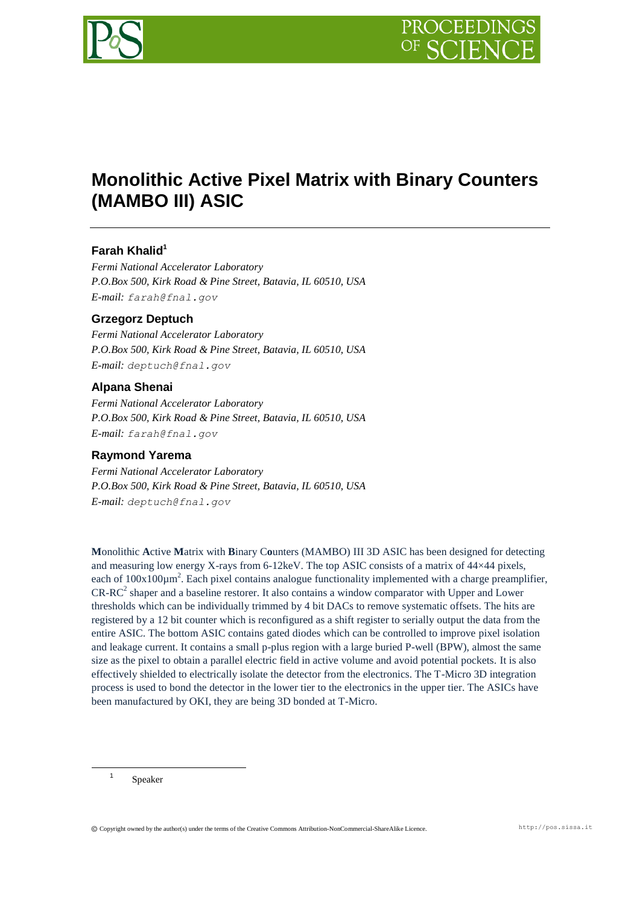# Monolithic Active Pixel Matrix with Binary Counters (MAMBO III) ASIC

### Farah Khalid[1]

*Fermi National Accelerator Laboratory*
*P.O.Box 500, Kirk Road & Pine Street, Batavia, IL 60510, USA*
*E-mail:* farah@fnal.gov

### Grzegorz Deptuch

*Fermi National Accelerator Laboratory*
*P.O.Box 500, Kirk Road & Pine Street, Batavia, IL 60510, USA*
*E-mail:* deptuch@fnal.gov

### Alpana Shenai

*Fermi National Accelerator Laboratory*
*P.O.Box 500, Kirk Road & Pine Street, Batavia, IL 60510, USA*
*E-mail:* farah@fnal.gov

### Raymond Yarema

*Fermi National Accelerator Laboratory*
*P.O.Box 500, Kirk Road & Pine Street, Batavia, IL 60510, USA*
*E-mail:* deptuch@fnal.gov

**M**onolithic **A**ctive **M**atrix with **B**inary C**o**unters (MAMBO) III 3D ASIC has been designed for detecting and measuring low energy X-rays from 6-12keV. The top ASIC consists of a matrix of 44×44 pixels, each of $100x100\mu m^2$. Each pixel contains analogue functionality implemented with a charge preamplifier, $CR\text{-}RC^2$ shaper and a baseline restorer. It also contains a window comparator with Upper and Lower thresholds which can be individually trimmed by 4 bit DACs to remove systematic offsets. The hits are registered by a 12 bit counter which is reconfigured as a shift register to serially output the data from the entire ASIC. The bottom ASIC contains gated diodes which can be controlled to improve pixel isolation and leakage current. It contains a small p-plus region with a large buried P-well (BPW), almost the same size as the pixel to obtain a parallel electric field in active volume and avoid potential pockets. It is also effectively shielded to electrically isolate the detector from the electronics. The T-Micro 3D integration process is used to bond the detector in the lower tier to the electronics in the upper tier. The ASICs have been manufactured by OKI, they are being 3D bonded at T-Micro.

---

[1] Speaker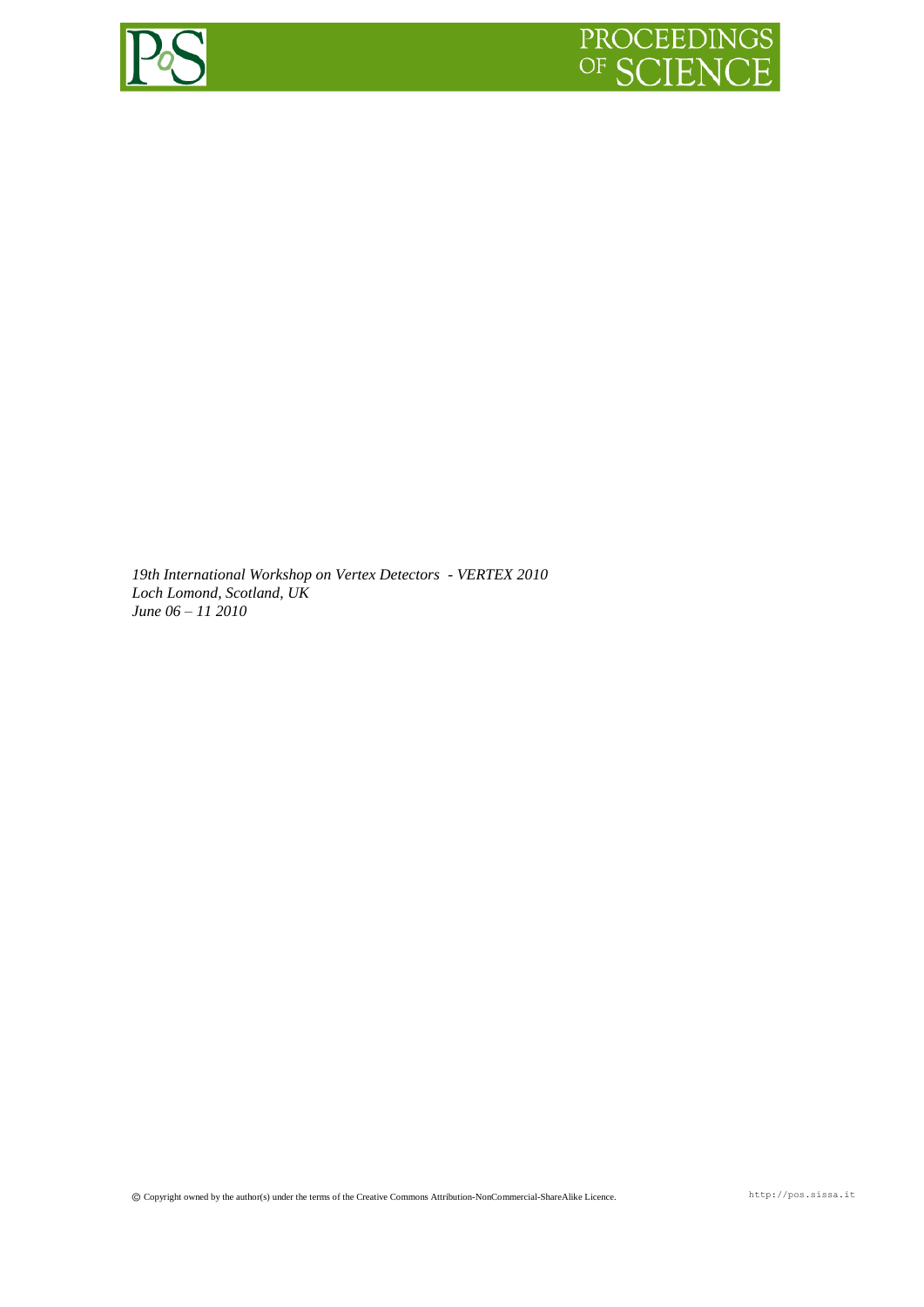*19th International Workshop on Vertex Detectors - VERTEX 2010*
*Loch Lomond, Scotland, UK*
*June 06 – 11 2010*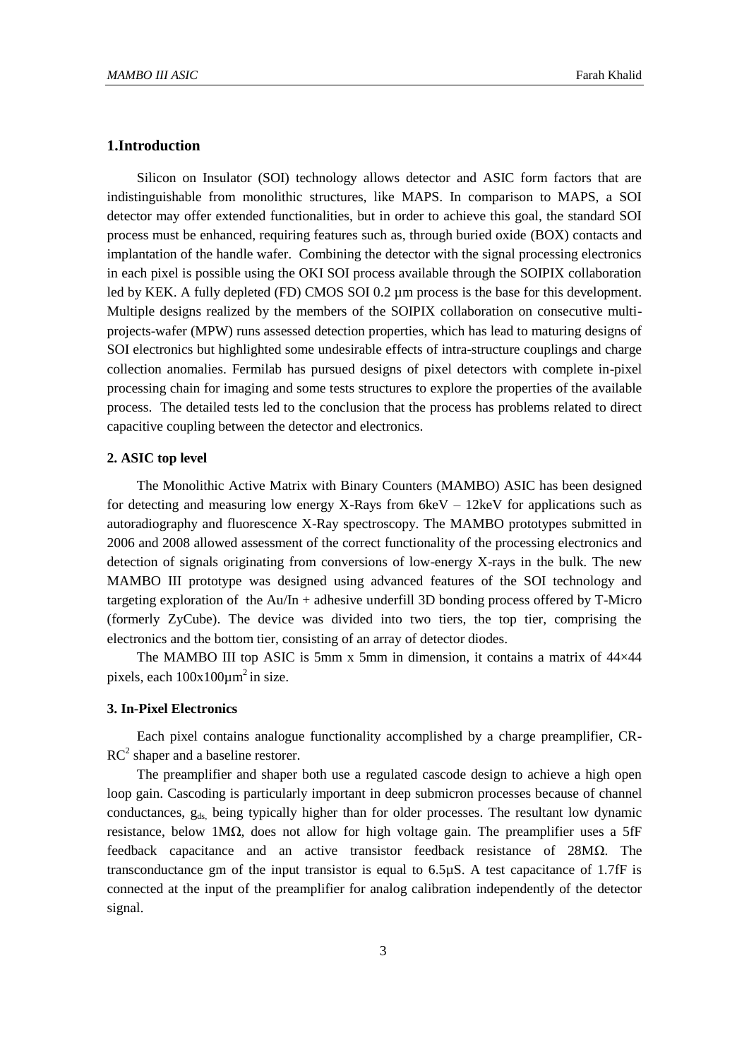## 1.Introduction

Silicon on Insulator (SOI) technology allows detector and ASIC form factors that are indistinguishable from monolithic structures, like MAPS. In comparison to MAPS, a SOI detector may offer extended functionalities, but in order to achieve this goal, the standard SOI process must be enhanced, requiring features such as, through buried oxide (BOX) contacts and implantation of the handle wafer. Combining the detector with the signal processing electronics in each pixel is possible using the OKI SOI process available through the SOIPIX collaboration led by KEK. A fully depleted (FD) CMOS SOI 0.2 µm process is the base for this development. Multiple designs realized by the members of the SOIPIX collaboration on consecutive multi-projects-wafer (MPW) runs assessed detection properties, which has lead to maturing designs of SOI electronics but highlighted some undesirable effects of intra-structure couplings and charge collection anomalies. Fermilab has pursued designs of pixel detectors with complete in-pixel processing chain for imaging and some tests structures to explore the properties of the available process. The detailed tests led to the conclusion that the process has problems related to direct capacitive coupling between the detector and electronics.

### 2. ASIC top level

The Monolithic Active Matrix with Binary Counters (MAMBO) ASIC has been designed for detecting and measuring low energy X-Rays from 6keV – 12keV for applications such as autoradiography and fluorescence X-Ray spectroscopy. The MAMBO prototypes submitted in 2006 and 2008 allowed assessment of the correct functionality of the processing electronics and detection of signals originating from conversions of low-energy X-rays in the bulk. The new MAMBO III prototype was designed using advanced features of the SOI technology and targeting exploration of the Au/In + adhesive underfill 3D bonding process offered by T-Micro (formerly ZyCube). The device was divided into two tiers, the top tier, comprising the electronics and the bottom tier, consisting of an array of detector diodes.

The MAMBO III top ASIC is 5mm x 5mm in dimension, it contains a matrix of 44×44 pixels, each $100 \times 100 \mu m^2$ in size.

### 3. In-Pixel Electronics

Each pixel contains analogue functionality accomplished by a charge preamplifier, CR-$RC^2$ shaper and a baseline restorer.

The preamplifier and shaper both use a regulated cascode design to achieve a high open loop gain. Cascoding is particularly important in deep submicron processes because of channel conductances, $g_{ds}$, being typically higher than for older processes. The resultant low dynamic resistance, below 1MΩ, does not allow for high voltage gain. The preamplifier uses a 5fF feedback capacitance and an active transistor feedback resistance of 28MΩ. The transconductance gm of the input transistor is equal to 6.5µS. A test capacitance of 1.7fF is connected at the input of the preamplifier for analog calibration independently of the detector signal.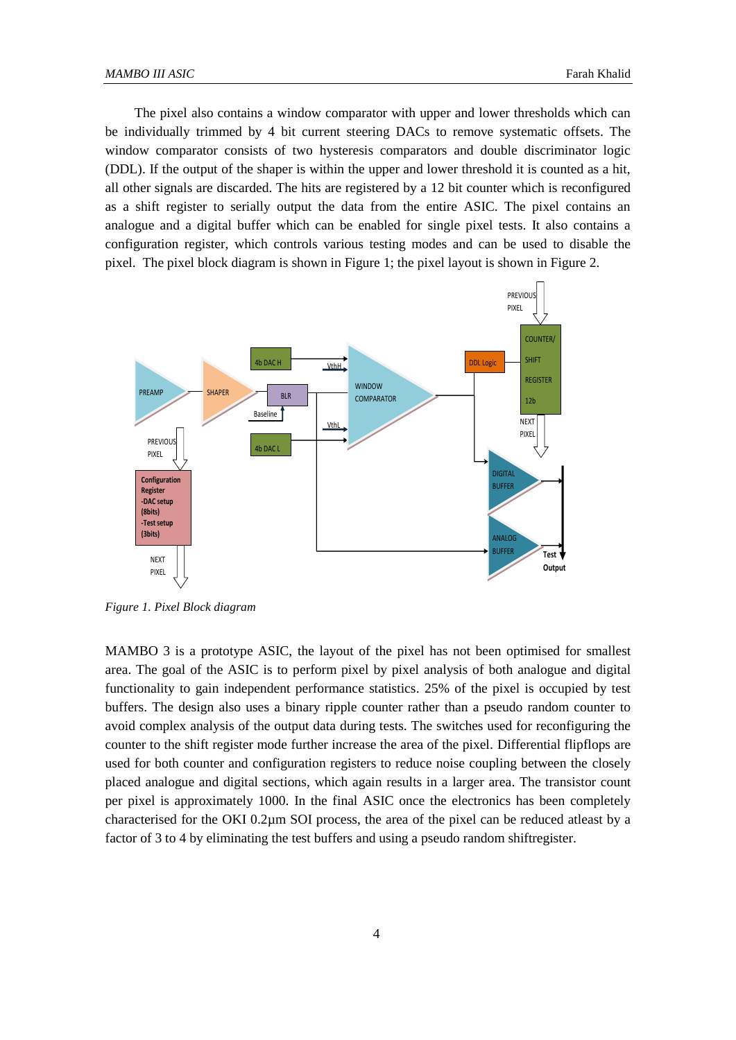The pixel also contains a window comparator with upper and lower thresholds which can be individually trimmed by 4 bit current steering DACs to remove systematic offsets. The window comparator consists of two hysteresis comparators and double discriminator logic (DDL). If the output of the shaper is within the upper and lower threshold it is counted as a hit, all other signals are discarded. The hits are registered by a 12 bit counter which is reconfigured as a shift register to serially output the data from the entire ASIC. The pixel contains an analogue and a digital buffer which can be enabled for single pixel tests. It also contains a configuration register, which controls various testing modes and can be used to disable the pixel. The pixel block diagram is shown in Figure 1; the pixel layout is shown in Figure 2.

*Figure 1. Pixel Block diagram*

MAMBO 3 is a prototype ASIC, the layout of the pixel has not been optimised for smallest area. The goal of the ASIC is to perform pixel by pixel analysis of both analogue and digital functionality to gain independent performance statistics. 25% of the pixel is occupied by test buffers. The design also uses a binary ripple counter rather than a pseudo random counter to avoid complex analysis of the output data during tests. The switches used for reconfiguring the counter to the shift register mode further increase the area of the pixel. Differential flipflops are used for both counter and configuration registers to reduce noise coupling between the closely placed analogue and digital sections, which again results in a larger area. The transistor count per pixel is approximately 1000. In the final ASIC once the electronics has been completely characterised for the OKI 0.2µm SOI process, the area of the pixel can be reduced atleast by a factor of 3 to 4 by eliminating the test buffers and using a pseudo random shiftregister.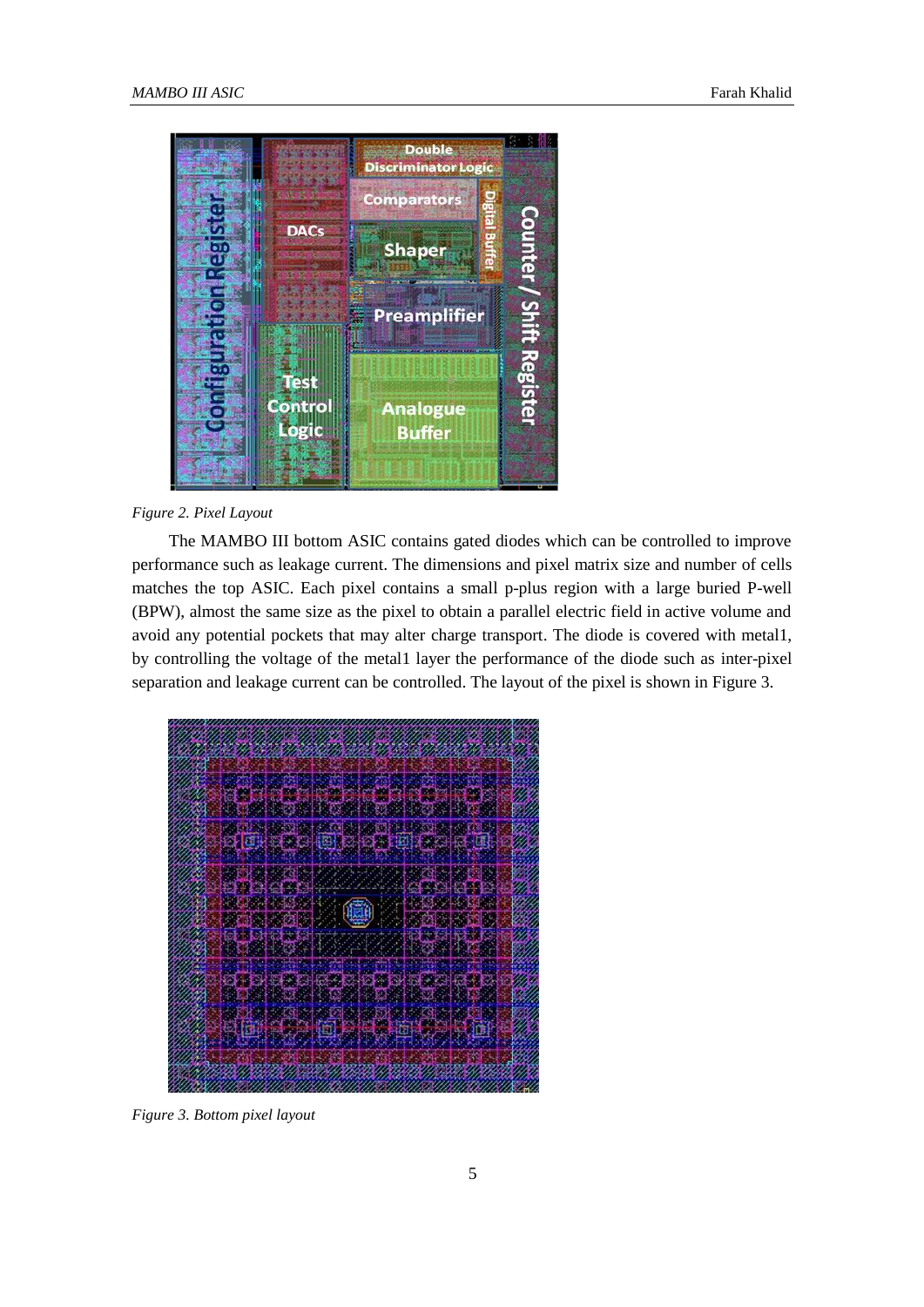*Figure 2. Pixel Layout*

The MAMBO III bottom ASIC contains gated diodes which can be controlled to improve performance such as leakage current. The dimensions and pixel matrix size and number of cells matches the top ASIC. Each pixel contains a small p-plus region with a large buried P-well (BPW), almost the same size as the pixel to obtain a parallel electric field in active volume and avoid any potential pockets that may alter charge transport. The diode is covered with metal1, by controlling the voltage of the metal1 layer the performance of the diode such as inter-pixel separation and leakage current can be controlled. The layout of the pixel is shown in Figure 3.

*Figure 3. Bottom pixel layout*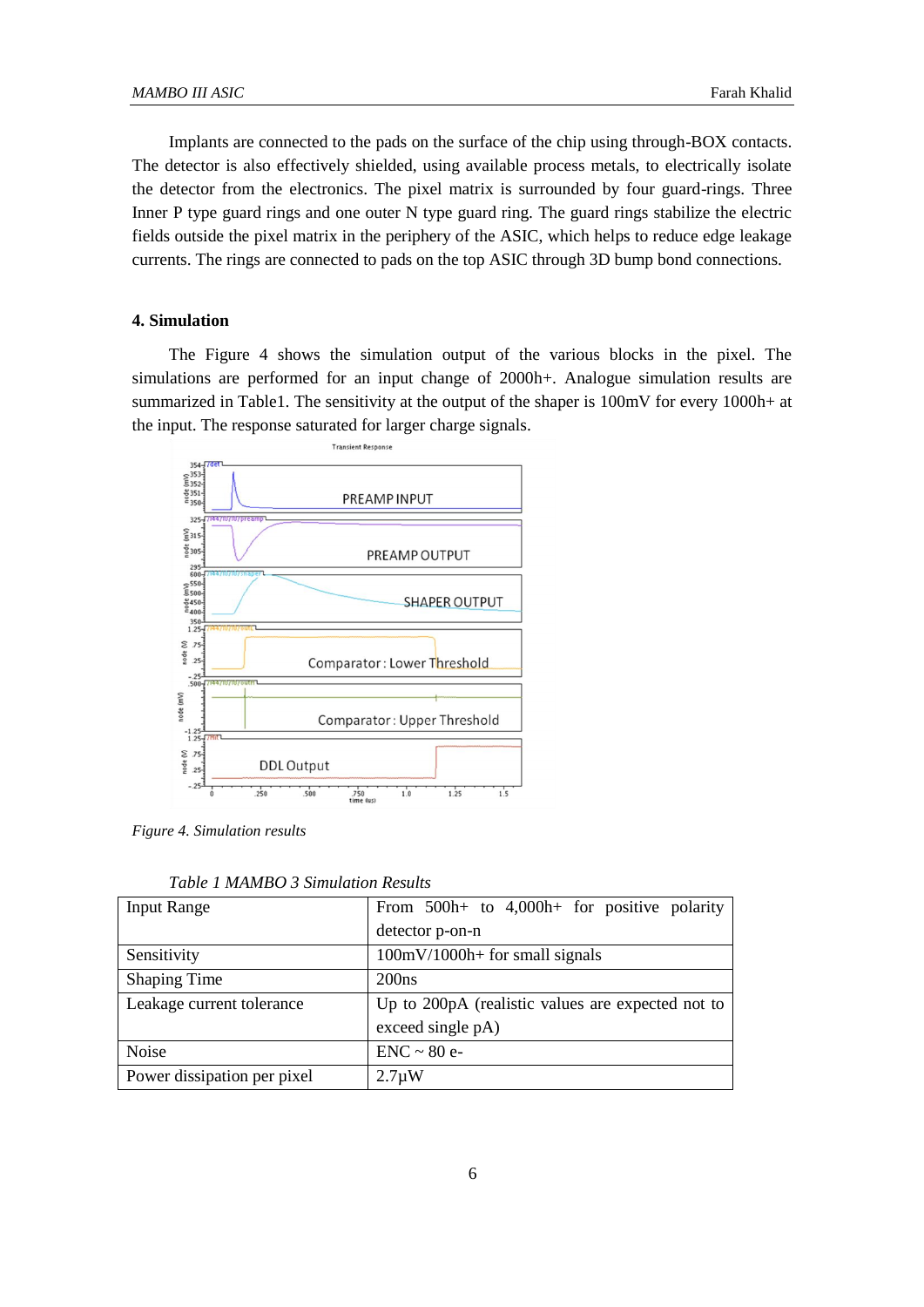Implants are connected to the pads on the surface of the chip using through-BOX contacts. The detector is also effectively shielded, using available process metals, to electrically isolate the detector from the electronics. The pixel matrix is surrounded by four guard-rings. Three Inner P type guard rings and one outer N type guard ring. The guard rings stabilize the electric fields outside the pixel matrix in the periphery of the ASIC, which helps to reduce edge leakage currents. The rings are connected to pads on the top ASIC through 3D bump bond connections.

## 4. Simulation

The Figure 4 shows the simulation output of the various blocks in the pixel. The simulations are performed for an input change of 2000h+. Analogue simulation results are summarized in Table1. The sensitivity at the output of the shaper is 100mV for every 1000h+ at the input. The response saturated for larger charge signals.

*Figure 4. Simulation results*

*Table 1 MAMBO 3 Simulation Results*

| | |
|---|---|
| Input Range | From 500h+ to 4,000h+ for positive polarity detector p-on-n |
| Sensitivity | 100mV/1000h+ for small signals |
| Shaping Time | 200ns |
| Leakage current tolerance | Up to 200pA (realistic values are expected not to exceed single pA) |
| Noise | ENC ~ 80 e- |
| Power dissipation per pixel | 2.7µW |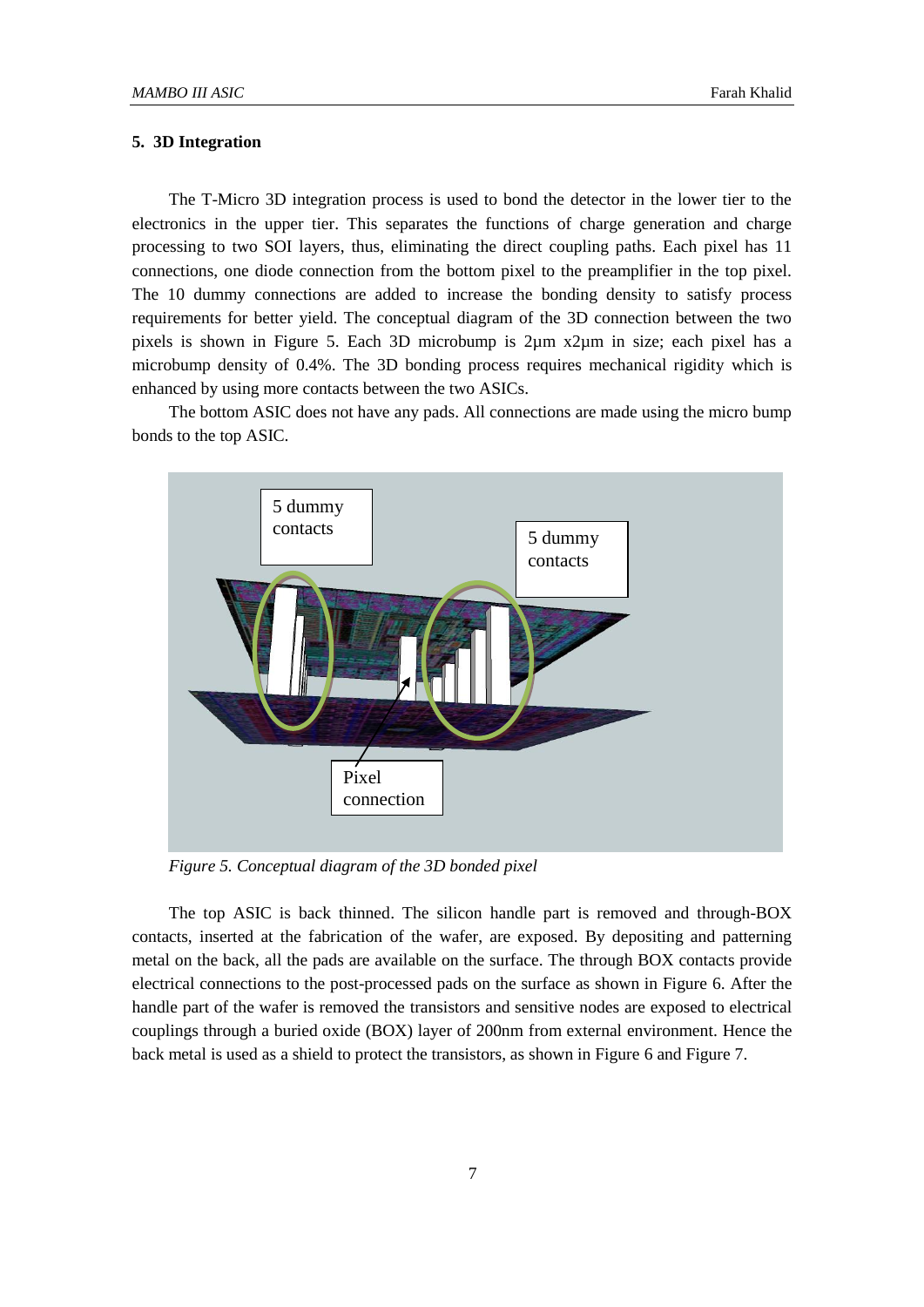## 5. 3D Integration

The T-Micro 3D integration process is used to bond the detector in the lower tier to the electronics in the upper tier. This separates the functions of charge generation and charge processing to two SOI layers, thus, eliminating the direct coupling paths. Each pixel has 11 connections, one diode connection from the bottom pixel to the preamplifier in the top pixel. The 10 dummy connections are added to increase the bonding density to satisfy process requirements for better yield. The conceptual diagram of the 3D connection between the two pixels is shown in Figure 5. Each 3D microbump is 2µm x2µm in size; each pixel has a microbump density of 0.4%. The 3D bonding process requires mechanical rigidity which is enhanced by using more contacts between the two ASICs.

The bottom ASIC does not have any pads. All connections are made using the micro bump bonds to the top ASIC.

5 dummy contacts

5 dummy contacts

Pixel connection

*Figure 5. Conceptual diagram of the 3D bonded pixel*

The top ASIC is back thinned. The silicon handle part is removed and through-BOX contacts, inserted at the fabrication of the wafer, are exposed. By depositing and patterning metal on the back, all the pads are available on the surface. The through BOX contacts provide electrical connections to the post-processed pads on the surface as shown in Figure 6. After the handle part of the wafer is removed the transistors and sensitive nodes are exposed to electrical couplings through a buried oxide (BOX) layer of 200nm from external environment. Hence the back metal is used as a shield to protect the transistors, as shown in Figure 6 and Figure 7.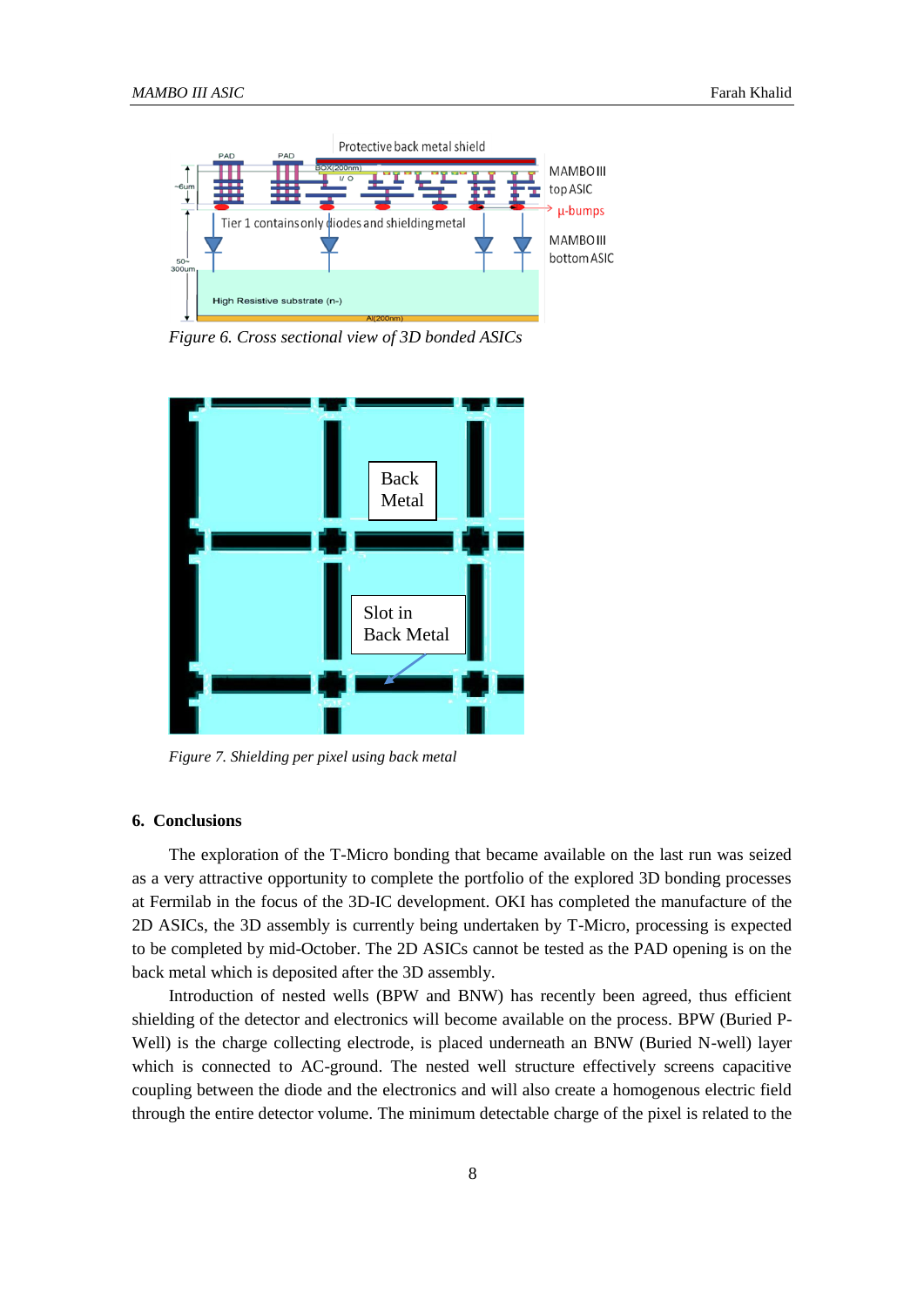*Figure 6. Cross sectional view of 3D bonded ASICs*

*Figure 7. Shielding per pixel using back metal*

## 6. Conclusions

The exploration of the T-Micro bonding that became available on the last run was seized as a very attractive opportunity to complete the portfolio of the explored 3D bonding processes at Fermilab in the focus of the 3D-IC development. OKI has completed the manufacture of the 2D ASICs, the 3D assembly is currently being undertaken by T-Micro, processing is expected to be completed by mid-October. The 2D ASICs cannot be tested as the PAD opening is on the back metal which is deposited after the 3D assembly.

Introduction of nested wells (BPW and BNW) has recently been agreed, thus efficient shielding of the detector and electronics will become available on the process. BPW (Buried P-Well) is the charge collecting electrode, is placed underneath an BNW (Buried N-well) layer which is connected to AC-ground. The nested well structure effectively screens capacitive coupling between the diode and the electronics and will also create a homogenous electric field through the entire detector volume. The minimum detectable charge of the pixel is related to the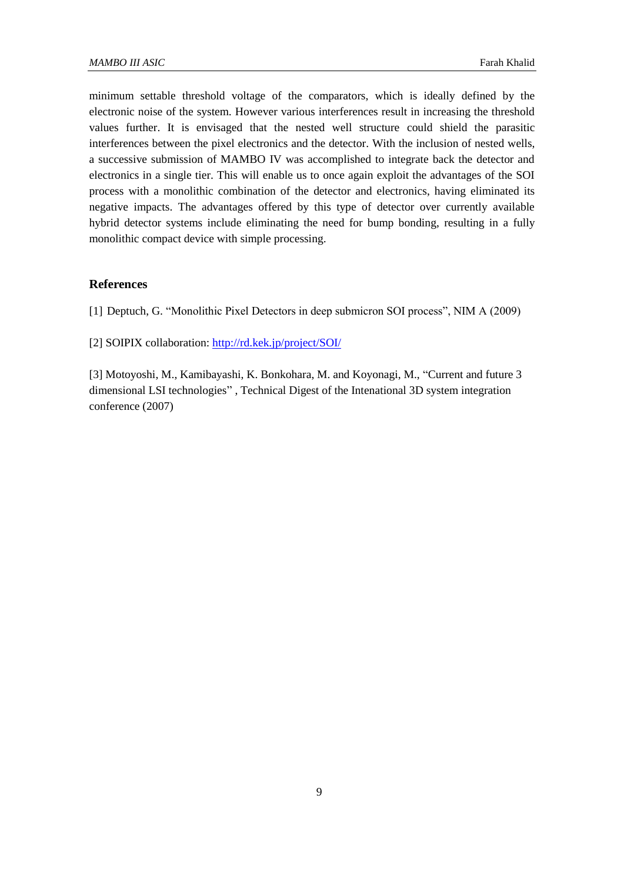minimum settable threshold voltage of the comparators, which is ideally defined by the electronic noise of the system. However various interferences result in increasing the threshold values further. It is envisaged that the nested well structure could shield the parasitic interferences between the pixel electronics and the detector. With the inclusion of nested wells, a successive submission of MAMBO IV was accomplished to integrate back the detector and electronics in a single tier. This will enable us to once again exploit the advantages of the SOI process with a monolithic combination of the detector and electronics, having eliminated its negative impacts. The advantages offered by this type of detector over currently available hybrid detector systems include eliminating the need for bump bonding, resulting in a fully monolithic compact device with simple processing.

## References

[1] Deptuch, G. "Monolithic Pixel Detectors in deep submicron SOI process", NIM A (2009)

[2] SOIPIX collaboration: http://rd.kek.jp/project/SOI/

[3] Motoyoshi, M., Kamibayashi, K. Bonkohara, M. and Koyonagi, M., "Current and future 3 dimensional LSI technologies" , Technical Digest of the Intenational 3D system integration conference (2007)